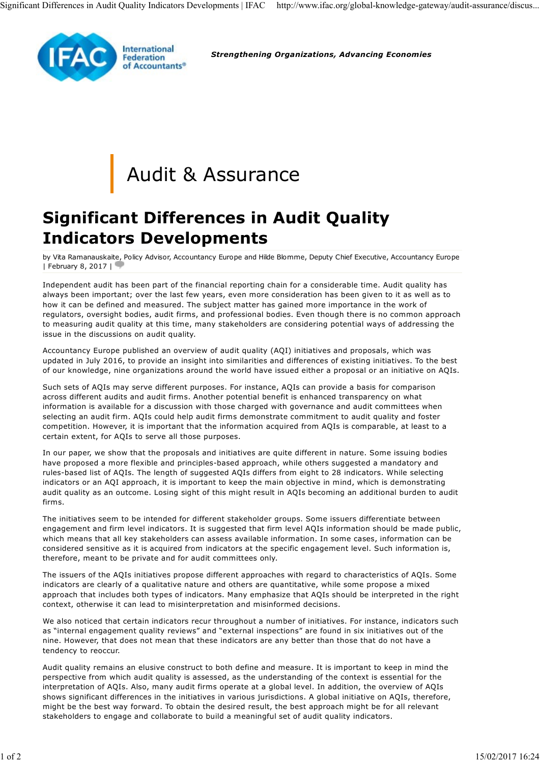International Federation of Accountants®

***Strengthening Organizations, Advancing Economies***

# Audit & Assurance

## Significant Differences in Audit Quality Indicators Developments

by Vita Ramanauskaite, Policy Advisor, Accountancy Europe and Hilde Blomme, Deputy Chief Executive, Accountancy Europe | February 8, 2017 |

Independent audit has been part of the financial reporting chain for a considerable time. Audit quality has always been important; over the last few years, even more consideration has been given to it as well as to how it can be defined and measured. The subject matter has gained more importance in the work of regulators, oversight bodies, audit firms, and professional bodies. Even though there is no common approach to measuring audit quality at this time, many stakeholders are considering potential ways of addressing the issue in the discussions on audit quality.

Accountancy Europe published an overview of audit quality (AQI) initiatives and proposals, which was updated in July 2016, to provide an insight into similarities and differences of existing initiatives. To the best of our knowledge, nine organizations around the world have issued either a proposal or an initiative on AQIs.

Such sets of AQIs may serve different purposes. For instance, AQIs can provide a basis for comparison across different audits and audit firms. Another potential benefit is enhanced transparency on what information is available for a discussion with those charged with governance and audit committees when selecting an audit firm. AQIs could help audit firms demonstrate commitment to audit quality and foster competition. However, it is important that the information acquired from AQIs is comparable, at least to a certain extent, for AQIs to serve all those purposes.

In our paper, we show that the proposals and initiatives are quite different in nature. Some issuing bodies have proposed a more flexible and principles-based approach, while others suggested a mandatory and rules-based list of AQIs. The length of suggested AQIs differs from eight to 28 indicators. While selecting indicators or an AQI approach, it is important to keep the main objective in mind, which is demonstrating audit quality as an outcome. Losing sight of this might result in AQIs becoming an additional burden to audit firms.

The initiatives seem to be intended for different stakeholder groups. Some issuers differentiate between engagement and firm level indicators. It is suggested that firm level AQIs information should be made public, which means that all key stakeholders can assess available information. In some cases, information can be considered sensitive as it is acquired from indicators at the specific engagement level. Such information is, therefore, meant to be private and for audit committees only.

The issuers of the AQIs initiatives propose different approaches with regard to characteristics of AQIs. Some indicators are clearly of a qualitative nature and others are quantitative, while some propose a mixed approach that includes both types of indicators. Many emphasize that AQIs should be interpreted in the right context, otherwise it can lead to misinterpretation and misinformed decisions.

We also noticed that certain indicators recur throughout a number of initiatives. For instance, indicators such as "internal engagement quality reviews" and "external inspections" are found in six initiatives out of the nine. However, that does not mean that these indicators are any better than those that do not have a tendency to reoccur.

Audit quality remains an elusive construct to both define and measure. It is important to keep in mind the perspective from which audit quality is assessed, as the understanding of the context is essential for the interpretation of AQIs. Also, many audit firms operate at a global level. In addition, the overview of AQIs shows significant differences in the initiatives in various jurisdictions. A global initiative on AQIs, therefore, might be the best way forward. To obtain the desired result, the best approach might be for all relevant stakeholders to engage and collaborate to build a meaningful set of audit quality indicators.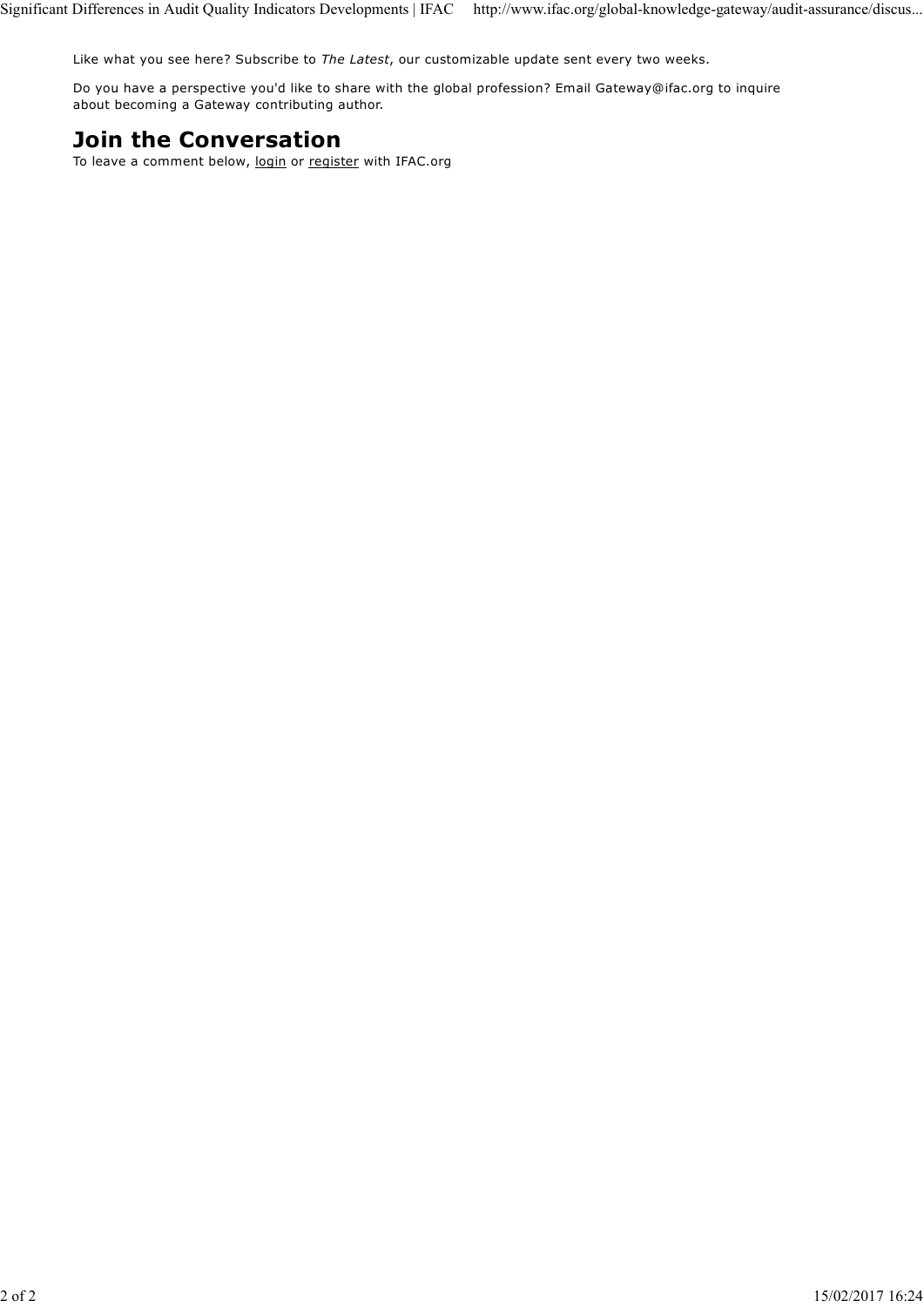Like what you see here? Subscribe to *The Latest*, our customizable update sent every two weeks.

Do you have a perspective you'd like to share with the global profession? Email Gateway@ifac.org to inquire about becoming a Gateway contributing author.

# Join the Conversation

To leave a comment below, login or register with IFAC.org